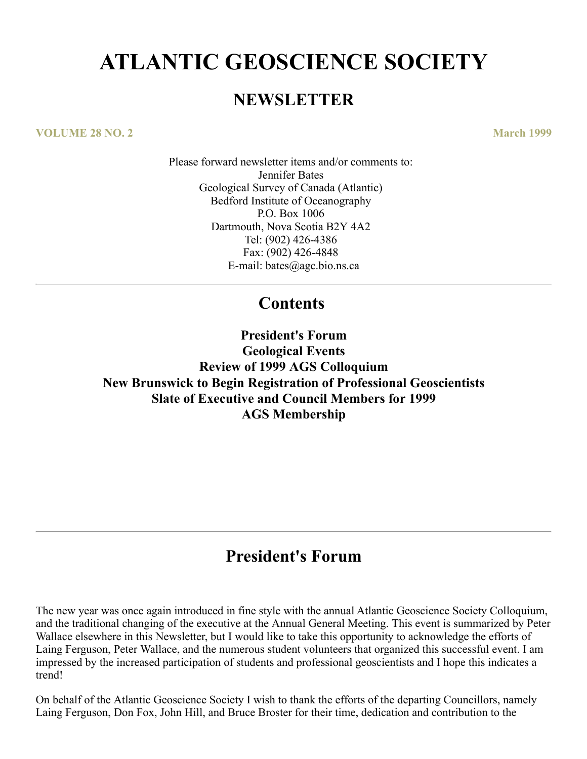# ATLANTIC GEOSCIENCE SOCIETY

## NEWSLETTER

**VOLUME 28 NO. 2** **March 1999**

Please forward newsletter items and/or comments to:
Jennifer Bates
Geological Survey of Canada (Atlantic)
Bedford Institute of Oceanography
P.O. Box 1006
Dartmouth, Nova Scotia B2Y 4A2
Tel: (902) 426-4386
Fax: (902) 426-4848
E-mail: bates@agc.bio.ns.ca

---

## Contents

**President's Forum**
**Geological Events**
**Review of 1999 AGS Colloquium**
**New Brunswick to Begin Registration of Professional Geoscientists**
**Slate of Executive and Council Members for 1999**
**AGS Membership**

---

## President's Forum

The new year was once again introduced in fine style with the annual Atlantic Geoscience Society Colloquium, and the traditional changing of the executive at the Annual General Meeting. This event is summarized by Peter Wallace elsewhere in this Newsletter, but I would like to take this opportunity to acknowledge the efforts of Laing Ferguson, Peter Wallace, and the numerous student volunteers that organized this successful event. I am impressed by the increased participation of students and professional geoscientists and I hope this indicates a trend!

On behalf of the Atlantic Geoscience Society I wish to thank the efforts of the departing Councillors, namely Laing Ferguson, Don Fox, John Hill, and Bruce Broster for their time, dedication and contribution to the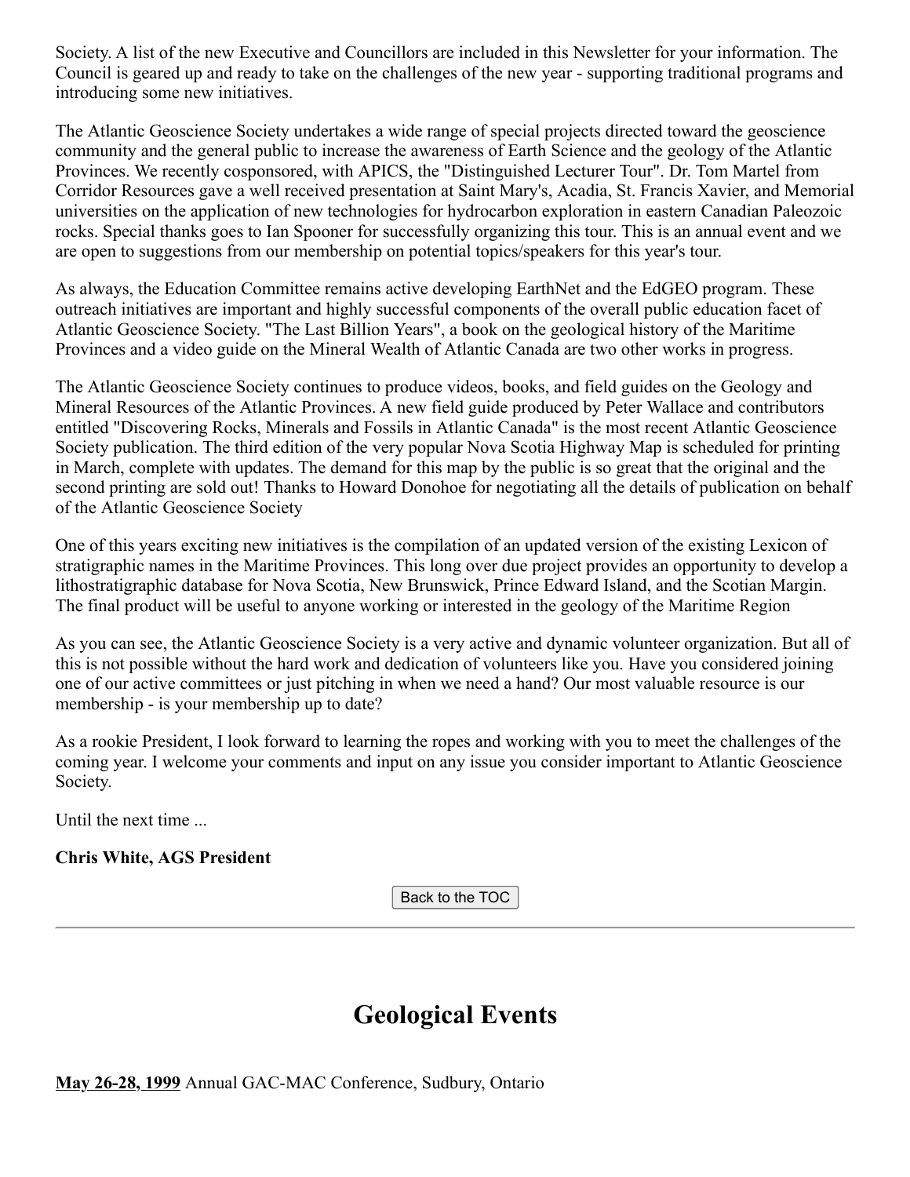Society. A list of the new Executive and Councillors are included in this Newsletter for your information. The Council is geared up and ready to take on the challenges of the new year - supporting traditional programs and introducing some new initiatives.

The Atlantic Geoscience Society undertakes a wide range of special projects directed toward the geoscience community and the general public to increase the awareness of Earth Science and the geology of the Atlantic Provinces. We recently cosponsored, with APICS, the "Distinguished Lecturer Tour". Dr. Tom Martel from Corridor Resources gave a well received presentation at Saint Mary's, Acadia, St. Francis Xavier, and Memorial universities on the application of new technologies for hydrocarbon exploration in eastern Canadian Paleozoic rocks. Special thanks goes to Ian Spooner for successfully organizing this tour. This is an annual event and we are open to suggestions from our membership on potential topics/speakers for this year's tour.

As always, the Education Committee remains active developing EarthNet and the EdGEO program. These outreach initiatives are important and highly successful components of the overall public education facet of Atlantic Geoscience Society. "The Last Billion Years", a book on the geological history of the Maritime Provinces and a video guide on the Mineral Wealth of Atlantic Canada are two other works in progress.

The Atlantic Geoscience Society continues to produce videos, books, and field guides on the Geology and Mineral Resources of the Atlantic Provinces. A new field guide produced by Peter Wallace and contributors entitled "Discovering Rocks, Minerals and Fossils in Atlantic Canada" is the most recent Atlantic Geoscience Society publication. The third edition of the very popular Nova Scotia Highway Map is scheduled for printing in March, complete with updates. The demand for this map by the public is so great that the original and the second printing are sold out! Thanks to Howard Donohoe for negotiating all the details of publication on behalf of the Atlantic Geoscience Society

One of this years exciting new initiatives is the compilation of an updated version of the existing Lexicon of stratigraphic names in the Maritime Provinces. This long over due project provides an opportunity to develop a lithostratigraphic database for Nova Scotia, New Brunswick, Prince Edward Island, and the Scotian Margin. The final product will be useful to anyone working or interested in the geology of the Maritime Region

As you can see, the Atlantic Geoscience Society is a very active and dynamic volunteer organization. But all of this is not possible without the hard work and dedication of volunteers like you. Have you considered joining one of our active committees or just pitching in when we need a hand? Our most valuable resource is our membership - is your membership up to date?

As a rookie President, I look forward to learning the ropes and working with you to meet the challenges of the coming year. I welcome your comments and input on any issue you consider important to Atlantic Geoscience Society.

Until the next time ...

**Chris White, AGS President**

Back to the TOC

---

# Geological Events

**May 26-28, 1999** Annual GAC-MAC Conference, Sudbury, Ontario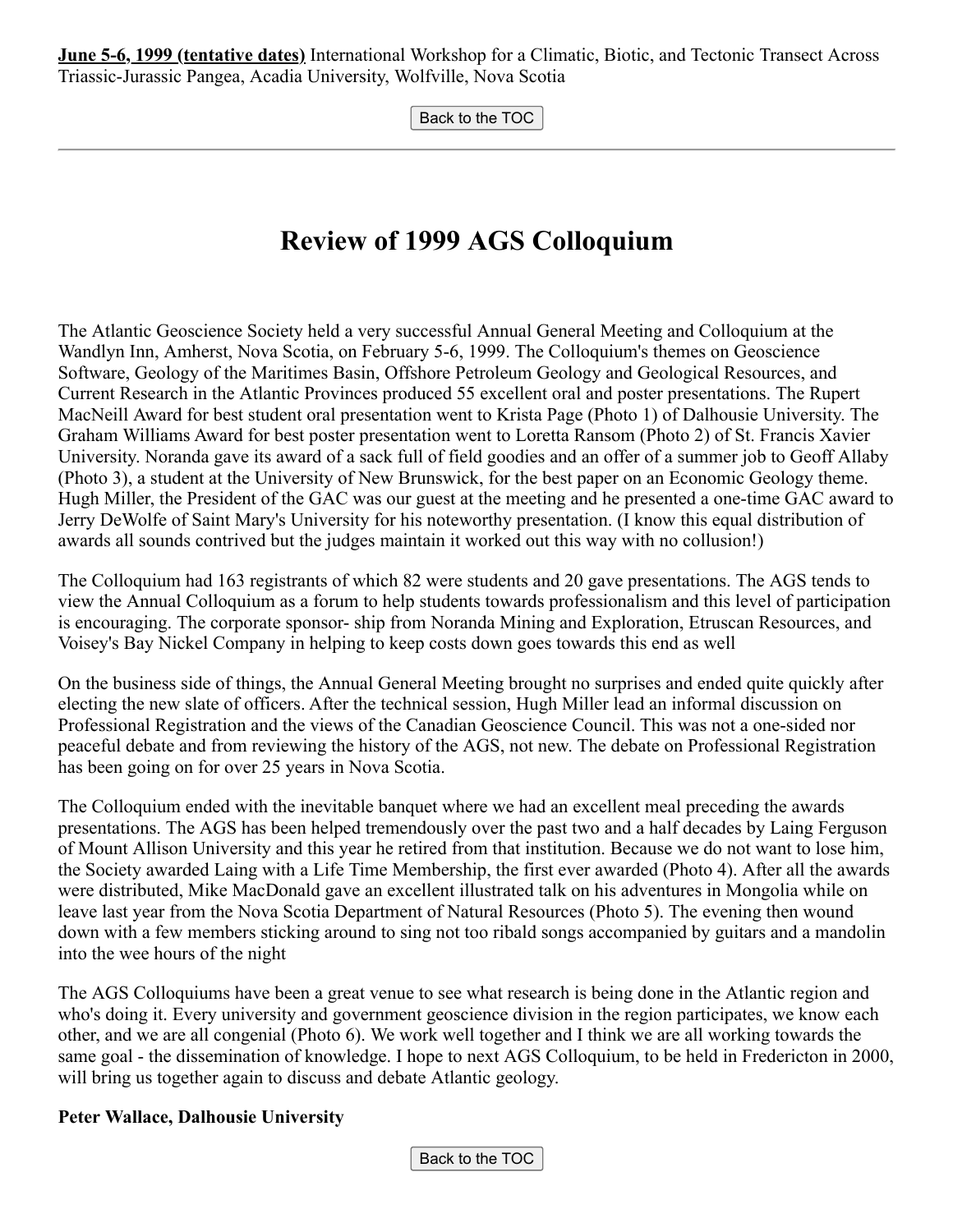**June 5-6, 1999 (tentative dates)** International Workshop for a Climatic, Biotic, and Tectonic Transect Across Triassic-Jurassic Pangea, Acadia University, Wolfville, Nova Scotia

Back to the TOC

---

# Review of 1999 AGS Colloquium

The Atlantic Geoscience Society held a very successful Annual General Meeting and Colloquium at the Wandlyn Inn, Amherst, Nova Scotia, on February 5-6, 1999. The Colloquium's themes on Geoscience Software, Geology of the Maritimes Basin, Offshore Petroleum Geology and Geological Resources, and Current Research in the Atlantic Provinces produced 55 excellent oral and poster presentations. The Rupert MacNeill Award for best student oral presentation went to Krista Page (Photo 1) of Dalhousie University. The Graham Williams Award for best poster presentation went to Loretta Ransom (Photo 2) of St. Francis Xavier University. Noranda gave its award of a sack full of field goodies and an offer of a summer job to Geoff Allaby (Photo 3), a student at the University of New Brunswick, for the best paper on an Economic Geology theme. Hugh Miller, the President of the GAC was our guest at the meeting and he presented a one-time GAC award to Jerry DeWolfe of Saint Mary's University for his noteworthy presentation. (I know this equal distribution of awards all sounds contrived but the judges maintain it worked out this way with no collusion!)

The Colloquium had 163 registrants of which 82 were students and 20 gave presentations. The AGS tends to view the Annual Colloquium as a forum to help students towards professionalism and this level of participation is encouraging. The corporate sponsor- ship from Noranda Mining and Exploration, Etruscan Resources, and Voisey's Bay Nickel Company in helping to keep costs down goes towards this end as well

On the business side of things, the Annual General Meeting brought no surprises and ended quite quickly after electing the new slate of officers. After the technical session, Hugh Miller lead an informal discussion on Professional Registration and the views of the Canadian Geoscience Council. This was not a one-sided nor peaceful debate and from reviewing the history of the AGS, not new. The debate on Professional Registration has been going on for over 25 years in Nova Scotia.

The Colloquium ended with the inevitable banquet where we had an excellent meal preceding the awards presentations. The AGS has been helped tremendously over the past two and a half decades by Laing Ferguson of Mount Allison University and this year he retired from that institution. Because we do not want to lose him, the Society awarded Laing with a Life Time Membership, the first ever awarded (Photo 4). After all the awards were distributed, Mike MacDonald gave an excellent illustrated talk on his adventures in Mongolia while on leave last year from the Nova Scotia Department of Natural Resources (Photo 5). The evening then wound down with a few members sticking around to sing not too ribald songs accompanied by guitars and a mandolin into the wee hours of the night

The AGS Colloquiums have been a great venue to see what research is being done in the Atlantic region and who's doing it. Every university and government geoscience division in the region participates, we know each other, and we are all congenial (Photo 6). We work well together and I think we are all working towards the same goal - the dissemination of knowledge. I hope to next AGS Colloquium, to be held in Fredericton in 2000, will bring us together again to discuss and debate Atlantic geology.

**Peter Wallace, Dalhousie University**

Back to the TOC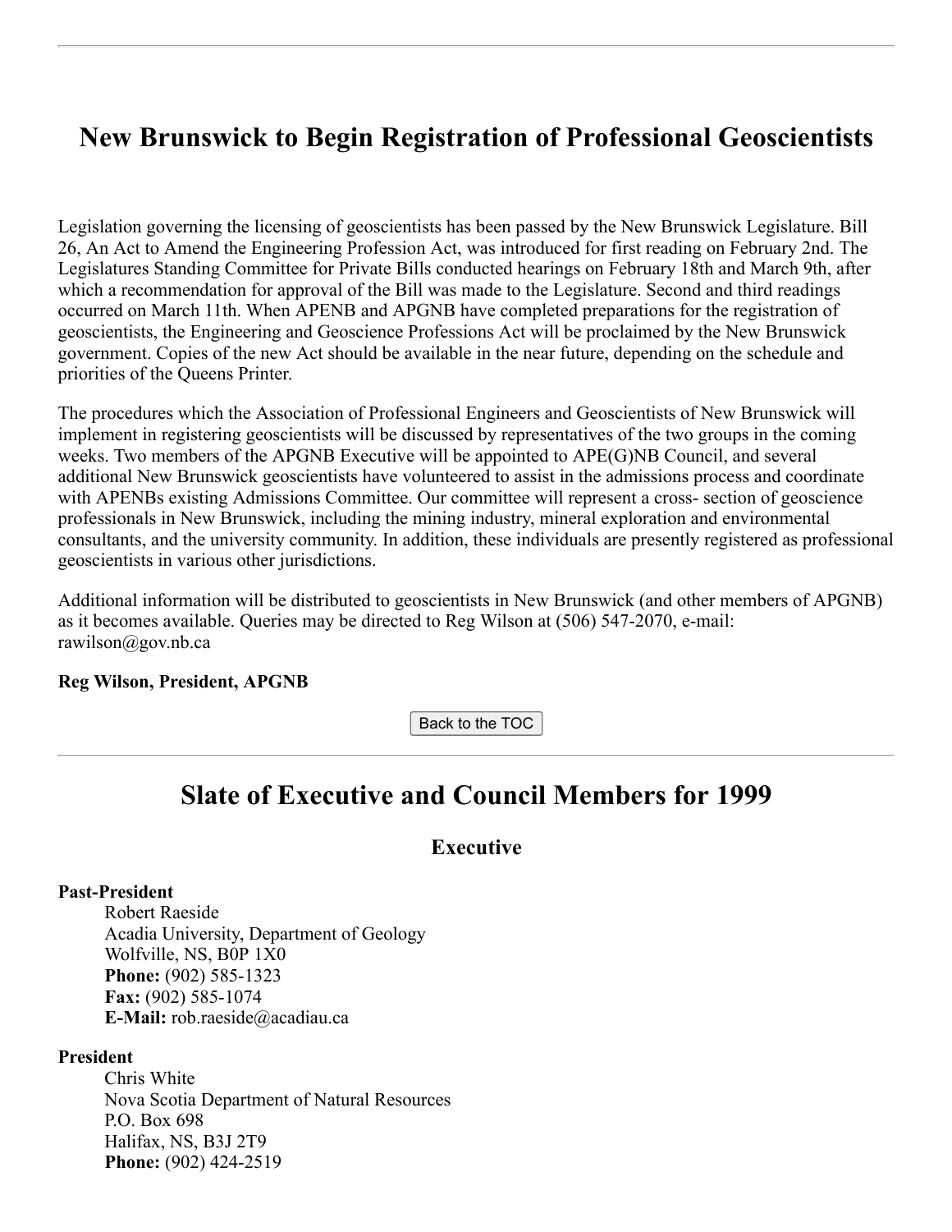---

# New Brunswick to Begin Registration of Professional Geoscientists

Legislation governing the licensing of geoscientists has been passed by the New Brunswick Legislature. Bill 26, An Act to Amend the Engineering Profession Act, was introduced for first reading on February 2nd. The Legislatures Standing Committee for Private Bills conducted hearings on February 18th and March 9th, after which a recommendation for approval of the Bill was made to the Legislature. Second and third readings occurred on March 11th. When APENB and APGNB have completed preparations for the registration of geoscientists, the Engineering and Geoscience Professions Act will be proclaimed by the New Brunswick government. Copies of the new Act should be available in the near future, depending on the schedule and priorities of the Queens Printer.

The procedures which the Association of Professional Engineers and Geoscientists of New Brunswick will implement in registering geoscientists will be discussed by representatives of the two groups in the coming weeks. Two members of the APGNB Executive will be appointed to APE(G)NB Council, and several additional New Brunswick geoscientists have volunteered to assist in the admissions process and coordinate with APENBs existing Admissions Committee. Our committee will represent a cross- section of geoscience professionals in New Brunswick, including the mining industry, mineral exploration and environmental consultants, and the university community. In addition, these individuals are presently registered as professional geoscientists in various other jurisdictions.

Additional information will be distributed to geoscientists in New Brunswick (and other members of APGNB) as it becomes available. Queries may be directed to Reg Wilson at (506) 547-2070, e-mail: rawilson@gov.nb.ca

**Reg Wilson, President, APGNB**

Back to the TOC

---

## Slate of Executive and Council Members for 1999

### Executive

**Past-President**
Robert Raeside
Acadia University, Department of Geology
Wolfville, NS, B0P 1X0
**Phone:** (902) 585-1323
**Fax:** (902) 585-1074
**E-Mail:** rob.raeside@acadiau.ca

**President**
Chris White
Nova Scotia Department of Natural Resources
P.O. Box 698
Halifax, NS, B3J 2T9
**Phone:** (902) 424-2519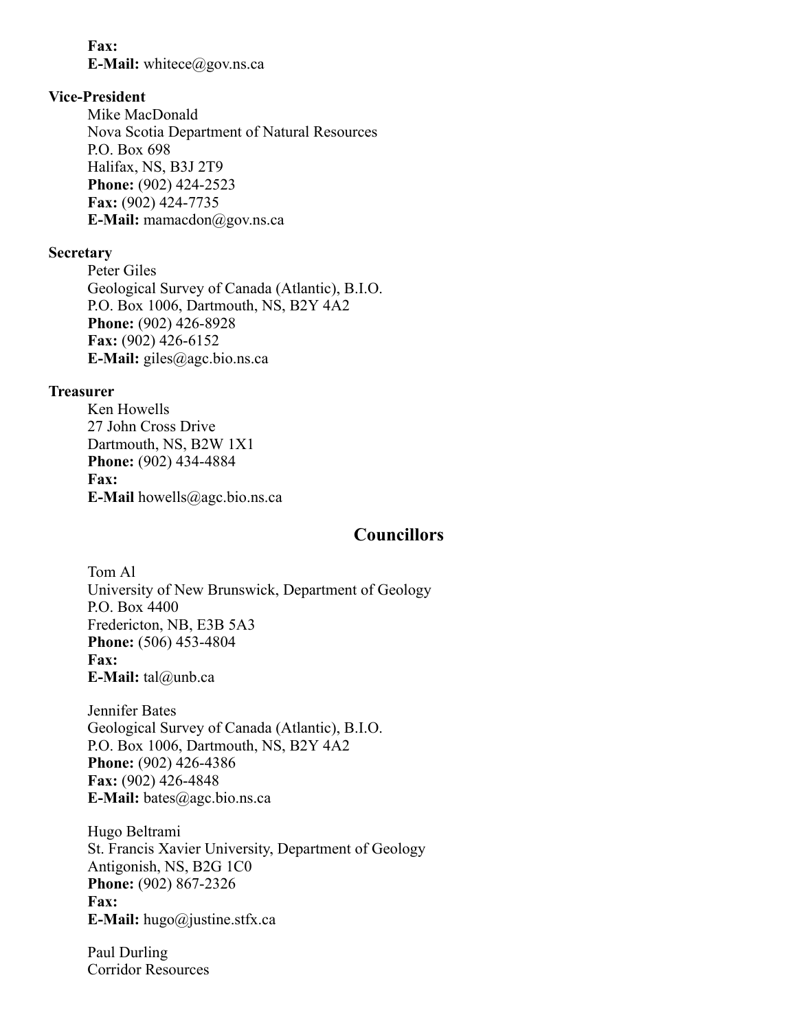**Fax:**
**E-Mail:** whitece@gov.ns.ca

**Vice-President**

Mike MacDonald
Nova Scotia Department of Natural Resources
P.O. Box 698
Halifax, NS, B3J 2T9
**Phone:** (902) 424-2523
**Fax:** (902) 424-7735
**E-Mail:** mamacdon@gov.ns.ca

**Secretary**

Peter Giles
Geological Survey of Canada (Atlantic), B.I.O.
P.O. Box 1006, Dartmouth, NS, B2Y 4A2
**Phone:** (902) 426-8928
**Fax:** (902) 426-6152
**E-Mail:** giles@agc.bio.ns.ca

**Treasurer**

Ken Howells
27 John Cross Drive
Dartmouth, NS, B2W 1X1
**Phone:** (902) 434-4884
**Fax:**
**E-Mail** howells@agc.bio.ns.ca

## Councillors

Tom Al
University of New Brunswick, Department of Geology
P.O. Box 4400
Fredericton, NB, E3B 5A3
**Phone:** (506) 453-4804
**Fax:**
**E-Mail:** tal@unb.ca

Jennifer Bates
Geological Survey of Canada (Atlantic), B.I.O.
P.O. Box 1006, Dartmouth, NS, B2Y 4A2
**Phone:** (902) 426-4386
**Fax:** (902) 426-4848
**E-Mail:** bates@agc.bio.ns.ca

Hugo Beltrami
St. Francis Xavier University, Department of Geology
Antigonish, NS, B2G 1C0
**Phone:** (902) 867-2326
**Fax:**
**E-Mail:** hugo@justine.stfx.ca

Paul Durling
Corridor Resources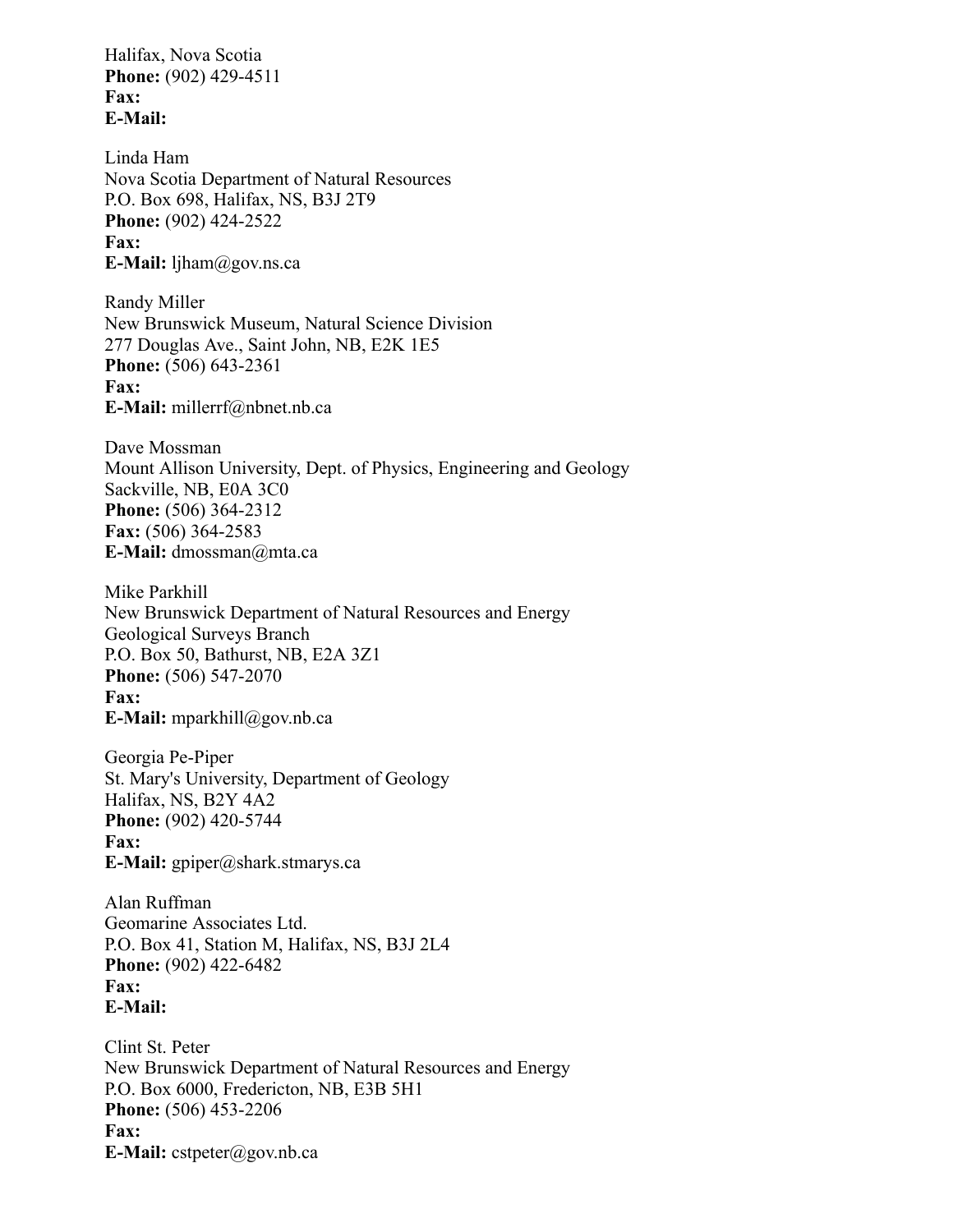Halifax, Nova Scotia
**Phone:** (902) 429-4511
**Fax:**
**E-Mail:**

Linda Ham
Nova Scotia Department of Natural Resources
P.O. Box 698, Halifax, NS, B3J 2T9
**Phone:** (902) 424-2522
**Fax:**
**E-Mail:** ljham@gov.ns.ca

Randy Miller
New Brunswick Museum, Natural Science Division
277 Douglas Ave., Saint John, NB, E2K 1E5
**Phone:** (506) 643-2361
**Fax:**
**E-Mail:** millerrf@nbnet.nb.ca

Dave Mossman
Mount Allison University, Dept. of Physics, Engineering and Geology
Sackville, NB, E0A 3C0
**Phone:** (506) 364-2312
**Fax:** (506) 364-2583
**E-Mail:** dmossman@mta.ca

Mike Parkhill
New Brunswick Department of Natural Resources and Energy
Geological Surveys Branch
P.O. Box 50, Bathurst, NB, E2A 3Z1
**Phone:** (506) 547-2070
**Fax:**
**E-Mail:** mparkhill@gov.nb.ca

Georgia Pe-Piper
St. Mary's University, Department of Geology
Halifax, NS, B2Y 4A2
**Phone:** (902) 420-5744
**Fax:**
**E-Mail:** gpiper@shark.stmarys.ca

Alan Ruffman
Geomarine Associates Ltd.
P.O. Box 41, Station M, Halifax, NS, B3J 2L4
**Phone:** (902) 422-6482
**Fax:**
**E-Mail:**

Clint St. Peter
New Brunswick Department of Natural Resources and Energy
P.O. Box 6000, Fredericton, NB, E3B 5H1
**Phone:** (506) 453-2206
**Fax:**
**E-Mail:** cstpeter@gov.nb.ca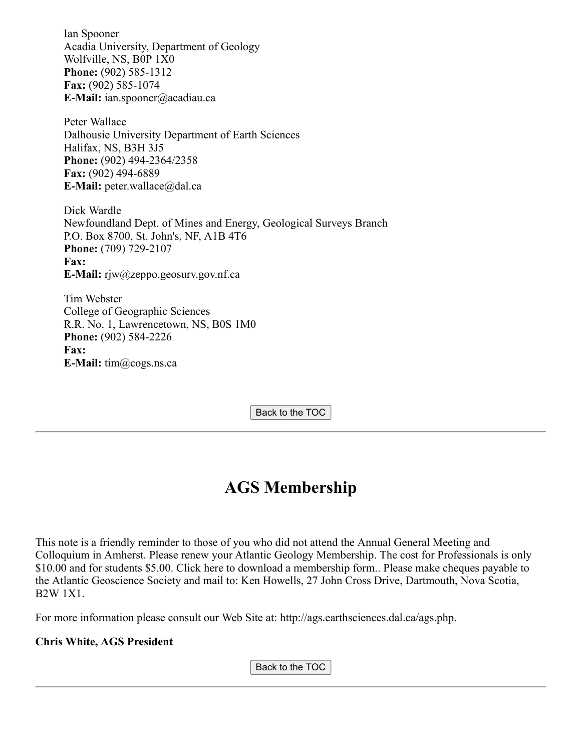Ian Spooner
Acadia University, Department of Geology
Wolfville, NS, B0P 1X0
**Phone:** (902) 585-1312
**Fax:** (902) 585-1074
**E-Mail:** ian.spooner@acadiau.ca

Peter Wallace
Dalhousie University Department of Earth Sciences
Halifax, NS, B3H 3J5
**Phone:** (902) 494-2364/2358
**Fax:** (902) 494-6889
**E-Mail:** peter.wallace@dal.ca

Dick Wardle
Newfoundland Dept. of Mines and Energy, Geological Surveys Branch
P.O. Box 8700, St. John's, NF, A1B 4T6
**Phone:** (709) 729-2107
**Fax:**
**E-Mail:** rjw@zeppo.geosurv.gov.nf.ca

Tim Webster
College of Geographic Sciences
R.R. No. 1, Lawrencetown, NS, B0S 1M0
**Phone:** (902) 584-2226
**Fax:**
**E-Mail:** tim@cogs.ns.ca

Back to the TOC

---

# AGS Membership

This note is a friendly reminder to those of you who did not attend the Annual General Meeting and Colloquium in Amherst. Please renew your Atlantic Geology Membership. The cost for Professionals is only $10.00 and for students $5.00. Click here to download a membership form.. Please make cheques payable to the Atlantic Geoscience Society and mail to: Ken Howells, 27 John Cross Drive, Dartmouth, Nova Scotia, B2W 1X1.

For more information please consult our Web Site at: http://ags.earthsciences.dal.ca/ags.php.

**Chris White, AGS President**

Back to the TOC

---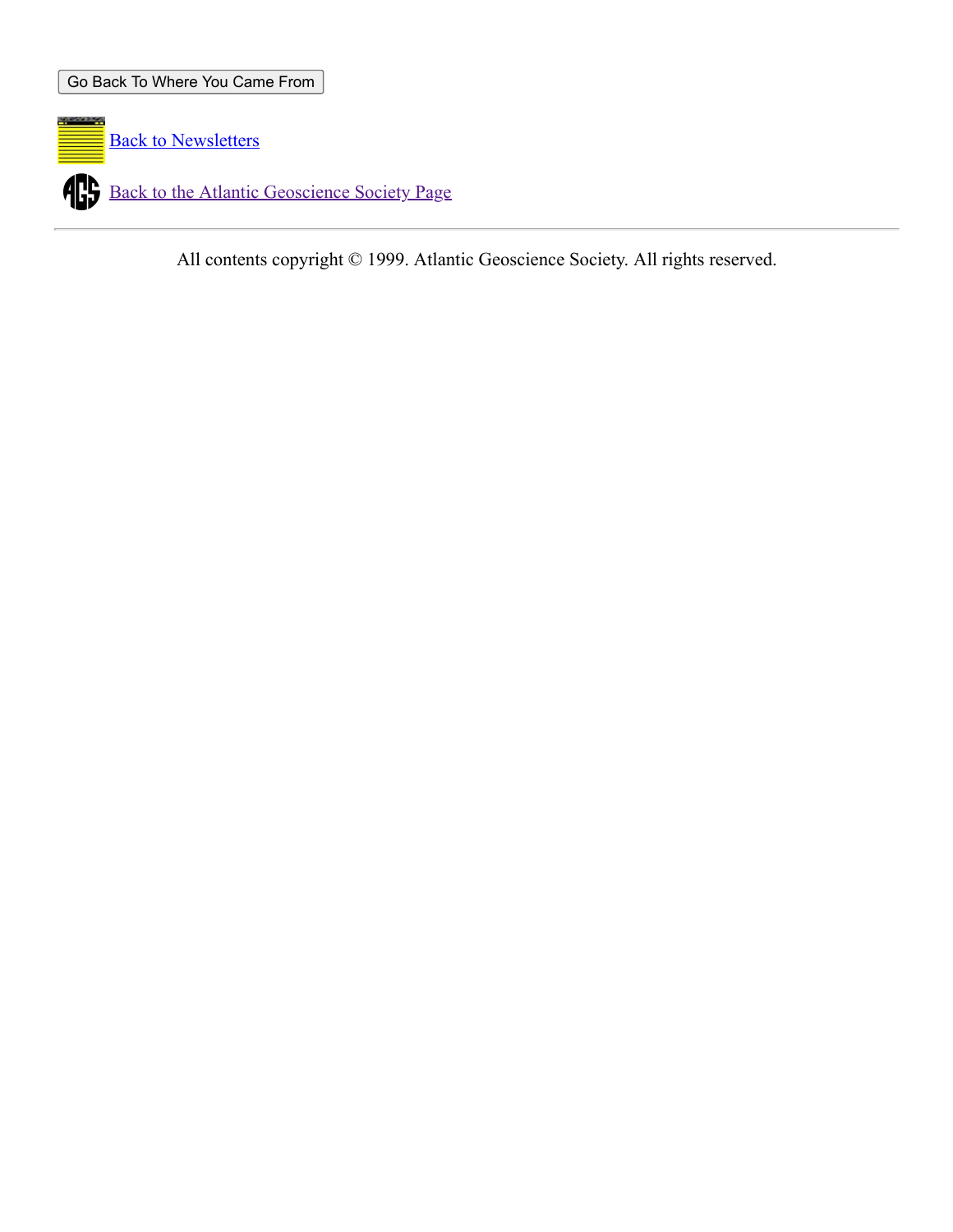Go Back To Where You Came From

Back to Newsletters

Back to the Atlantic Geoscience Society Page

---

All contents copyright © 1999. Atlantic Geoscience Society. All rights reserved.